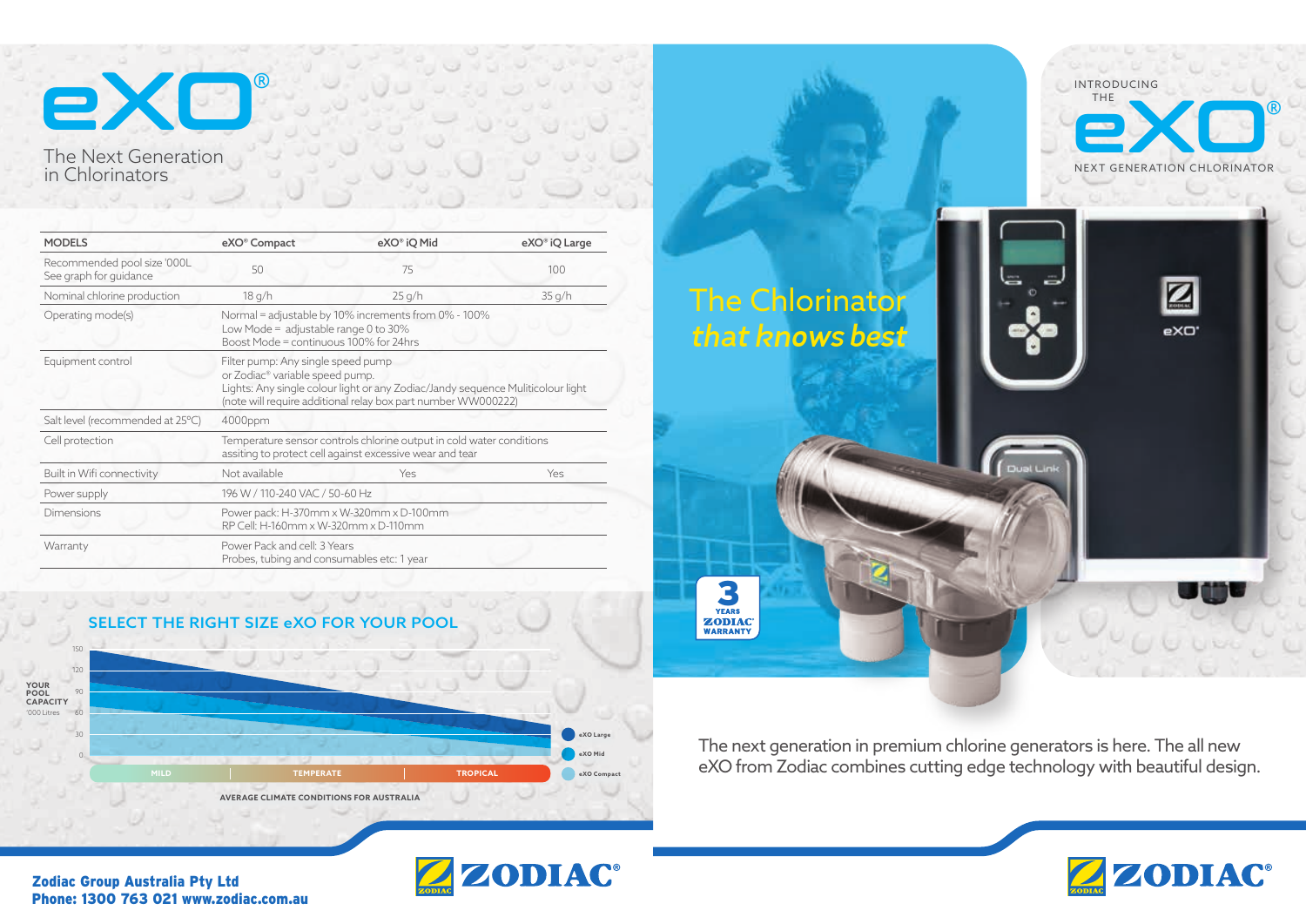# eXO®

The Next Generation in Chlorinators

| MODELS | eXO® Compact | eXO® iQ Mid | eXO® iQ Large |
|---|---|---|---|
| Recommended pool size '000L<br>See graph for guidance | 50 | 75 | 100 |
| Nominal chlorine production | 18 g/h | 25 g/h | 35 g/h |
| Operating mode(s) | Normal = adjustable by 10% increments from 0% - 100%<br>Low Mode = adjustable range 0 to 30%<br>Boost Mode = continuous 100% for 24hrs | | |
| Equipment control | Filter pump: Any single speed pump or Zodiac® variable speed pump.<br>Lights: Any single colour light or any Zodiac/Jandy sequence Multicolour light (note will require additional relay box part number WW000222) | | |
| Salt level (recommended at 25°C) | 4000ppm | | |
| Cell protection | Temperature sensor controls chlorine output in cold water conditions assiting to protect cell against excessive wear and tear | | |
| Built in Wifi connectivity | Not available | Yes | Yes |
| Power supply | 196 W / 110-240 VAC / 50-60 Hz | | |
| Dimensions | Power pack: H-370mm x W-320mm x D-100mm<br>RP Cell: H-160mm x W-320mm x D-110mm | | |
| Warranty | Power Pack and cell: 3 Years<br>Probes, tubing and consumables etc: 1 year | | |

## SELECT THE RIGHT SIZE eXO FOR YOUR POOL

YOUR POOL CAPACITY '000 Litres: 150, 120, 90, 60, 30, 0

MILD | TEMPERATE | TROPICAL

AVERAGE CLIMATE CONDITIONS FOR AUSTRALIA

eXO Large, eXO Mid, eXO Compact

**Zodiac Group Australia Pty Ltd**
**Phone: 1300 763 021 www.zodiac.com.au**

ZODIAC®

INTRODUCING THE

# eXO®

NEXT GENERATION CHLORINATOR

## The Chlorinator *that knows best*

3 YEARS ZODIAC® WARRANTY

The next generation in premium chlorine generators is here. The all new eXO from Zodiac combines cutting edge technology with beautiful design.

ZODIAC®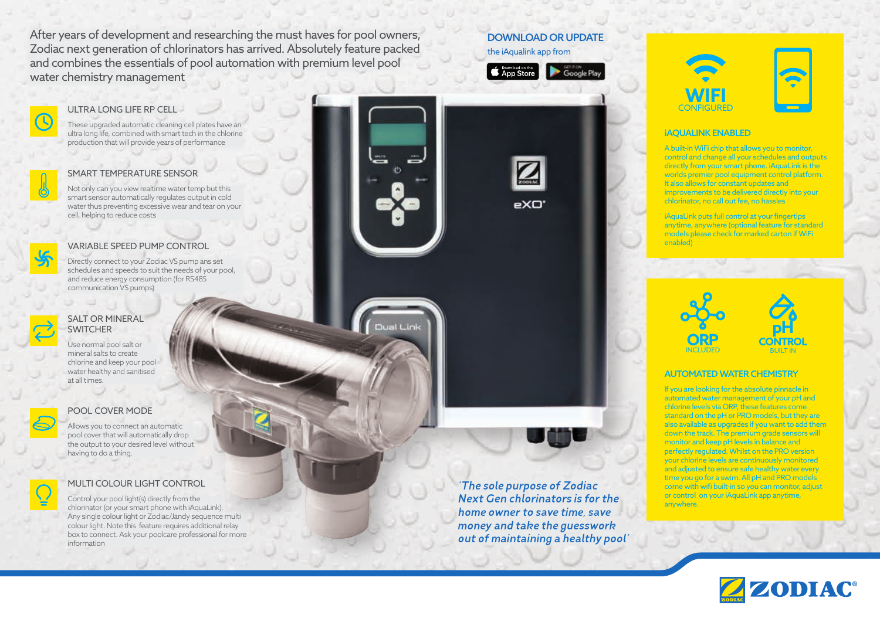After years of development and researching the must haves for pool owners, Zodiac next generation of chlorinators has arrived. Absolutely feature packed and combines the essentials of pool automation with premium level pool water chemistry management

### ULTRA LONG LIFE RP CELL

These upgraded automatic cleaning cell plates have an ultra long life, combined with smart tech in the chlorine production that will provide years of performance

### SMART TEMPERATURE SENSOR

Not only can you view realtime water temp but this smart sensor automatically regulates output in cold water thus preventing excessive wear and tear on your cell, helping to reduce costs

### VARIABLE SPEED PUMP CONTROL

Directly connect to your Zodiac VS pump ans set schedules and speeds to suit the needs of your pool, and reduce energy consumption (for RS485 communication VS pumps)

### SALT OR MINERAL SWITCHER

Use normal pool salt or mineral salts to create chlorine and keep your pool water healthy and sanitised at all times.

### POOL COVER MODE

Allows you to connect an automatic pool cover that will automatically drop the output to your desired level without having to do a thing.

### MULTI COLOUR LIGHT CONTROL

Control your pool light(s) directly from the chlorinator (or your smart phone with iAquaLink). Any single colour light or Zodiac/Jandy sequence multi colour light. Note this feature requires additional relay box to connect. Ask your poolcare professional for more information

## DOWNLOAD OR UPDATE

the iAqualink app from

App Store
Google Play

*'The sole purpose of Zodiac Next Gen chlorinators is for the home owner to save time, save money and take the guesswork out of maintaining a healthy pool'*

WIFI
CONFIGURED

### iAQUALINK ENABLED

A built-in WiFi chip that allows you to monitor, control and change all your schedules and outputs directly from your smart phone. iAquaLink is the worlds premier pool equipment control platform. It also allows for constant updates and improvements to be delivered directly into your chlorinator, no call out fee, no hassles

iAquaLink puts full control at your fingertips anytime, anywhere (optional feature for standard models please check for marked carton if WiFi enabled)

ORP
INCLUDED

pH
CONTROL
BUILT IN

### AUTOMATED WATER CHEMISTRY

If you are looking for the absolute pinnacle in automated water management of your pH and chlorine levels via ORP, these features come standard on the pH or PRO models, but they are also available as upgrades if you want to add them down the track. The premium grade sensors will monitor and keep pH levels in balance and perfectly regulated. Whilst on the PRO version your chlorine levels are continuously monitored and adjusted to ensure safe healthy water every time you go for a swim. All pH and PRO models come with wifi built-in so you can monitor, adjust or control on your iAquaLink app anytime, anywhere.

ZODIAC